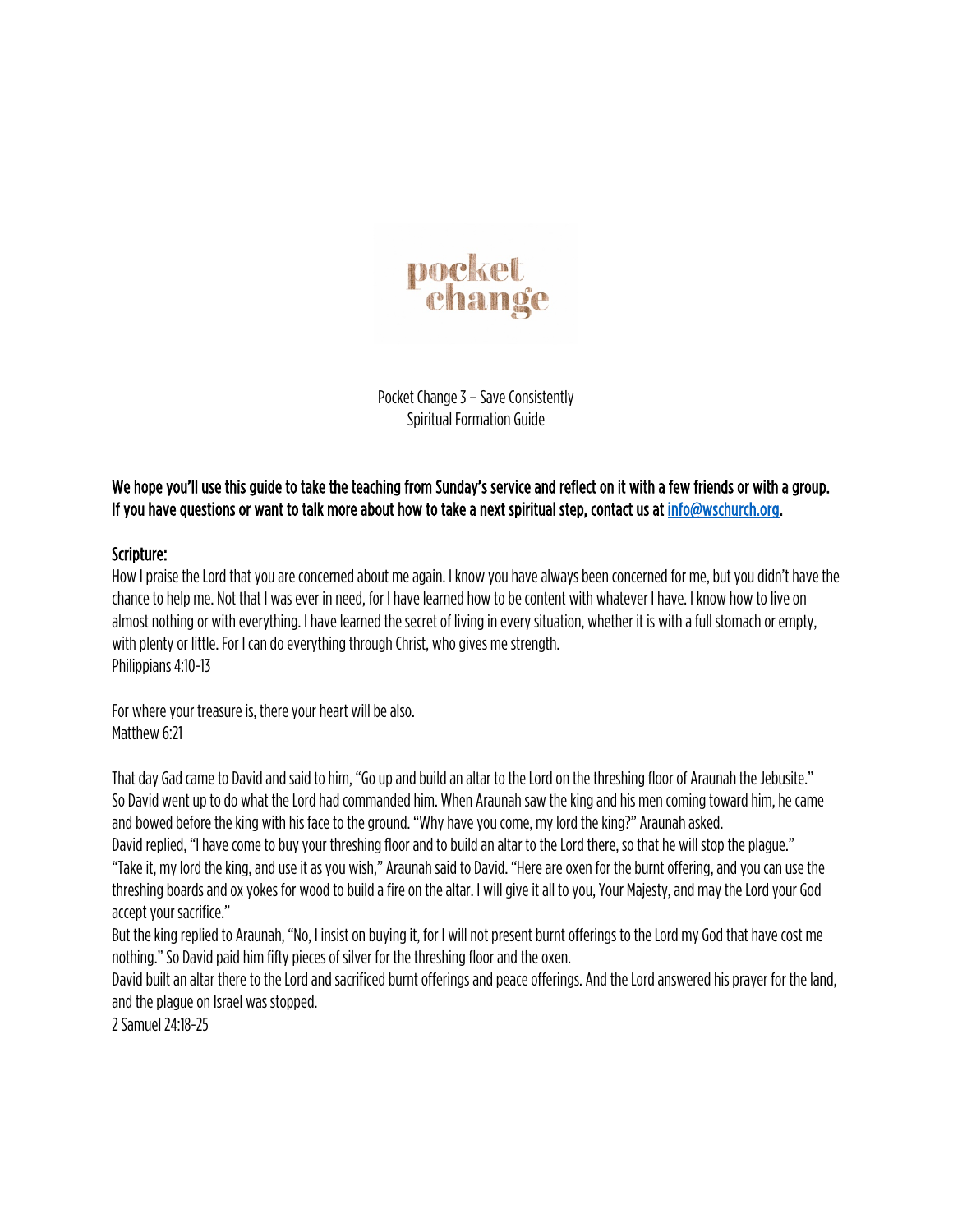pocket change

Pocket Change 3 – Save Consistently
Spiritual Formation Guide

**We hope you'll use this guide to take the teaching from Sunday's service and reflect on it with a few friends or with a group. If you have questions or want to talk more about how to take a next spiritual step, contact us at [info@wschurch.org](mailto:info@wschurch.org).**

**Scripture:**

How I praise the Lord that you are concerned about me again. I know you have always been concerned for me, but you didn't have the chance to help me. Not that I was ever in need, for I have learned how to be content with whatever I have. I know how to live on almost nothing or with everything. I have learned the secret of living in every situation, whether it is with a full stomach or empty, with plenty or little. For I can do everything through Christ, who gives me strength.
Philippians 4:10-13

For where your treasure is, there your heart will be also.
Matthew 6:21

That day Gad came to David and said to him, "Go up and build an altar to the Lord on the threshing floor of Araunah the Jebusite." So David went up to do what the Lord had commanded him. When Araunah saw the king and his men coming toward him, he came and bowed before the king with his face to the ground. "Why have you come, my lord the king?" Araunah asked.
David replied, "I have come to buy your threshing floor and to build an altar to the Lord there, so that he will stop the plague."
"Take it, my lord the king, and use it as you wish," Araunah said to David. "Here are oxen for the burnt offering, and you can use the threshing boards and ox yokes for wood to build a fire on the altar. I will give it all to you, Your Majesty, and may the Lord your God accept your sacrifice."
But the king replied to Araunah, "No, I insist on buying it, for I will not present burnt offerings to the Lord my God that have cost me nothing." So David paid him fifty pieces of silver for the threshing floor and the oxen.
David built an altar there to the Lord and sacrificed burnt offerings and peace offerings. And the Lord answered his prayer for the land, and the plague on Israel was stopped.
2 Samuel 24:18-25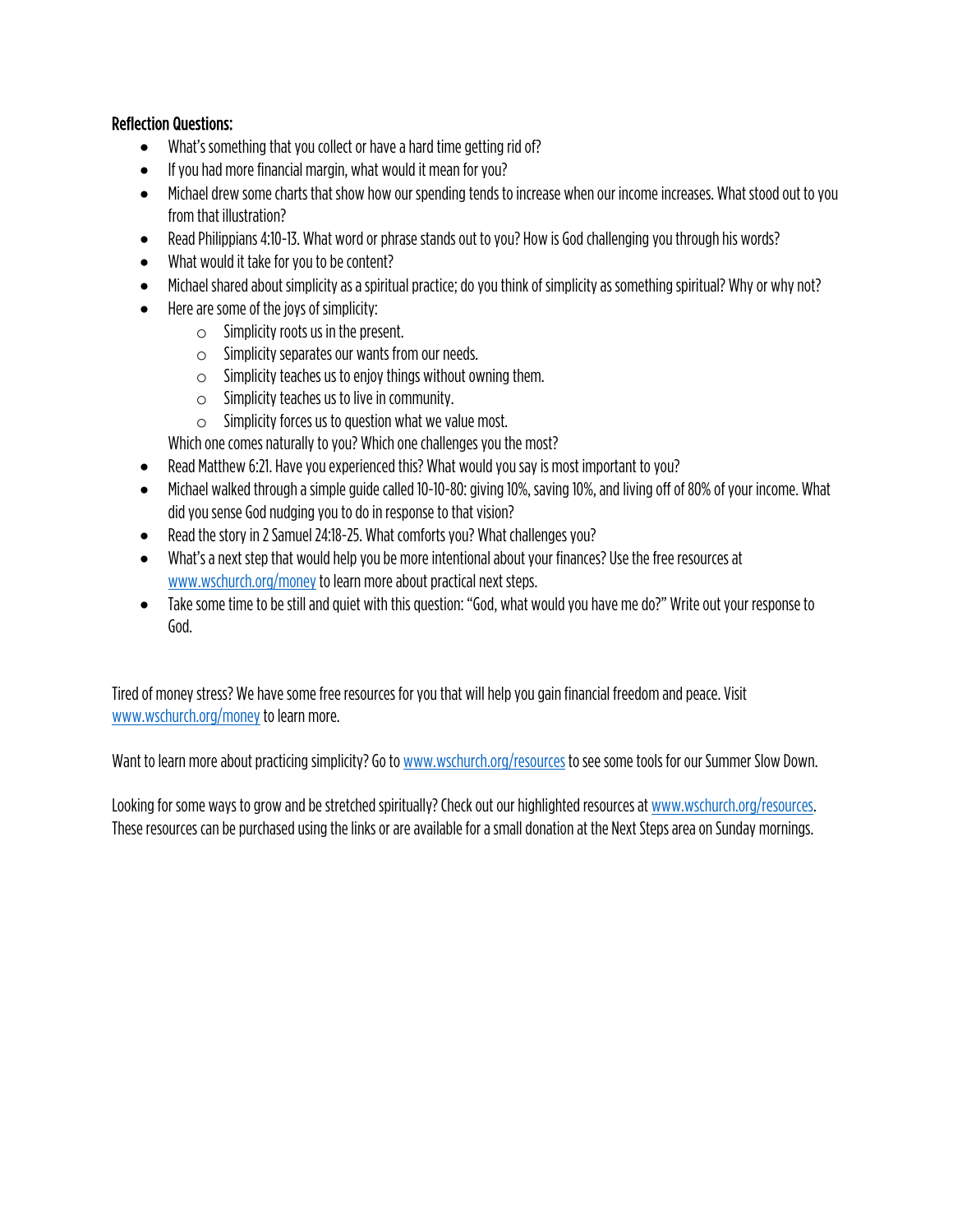**Reflection Questions:**

- What's something that you collect or have a hard time getting rid of?
- If you had more financial margin, what would it mean for you?
- Michael drew some charts that show how our spending tends to increase when our income increases. What stood out to you from that illustration?
- Read Philippians 4:10-13. What word or phrase stands out to you? How is God challenging you through his words?
- What would it take for you to be content?
- Michael shared about simplicity as a spiritual practice; do you think of simplicity as something spiritual? Why or why not?
- Here are some of the joys of simplicity:
    - Simplicity roots us in the present.
    - Simplicity separates our wants from our needs.
    - Simplicity teaches us to enjoy things without owning them.
    - Simplicity teaches us to live in community.
    - Simplicity forces us to question what we value most.

  Which one comes naturally to you? Which one challenges you the most?
- Read Matthew 6:21. Have you experienced this? What would you say is most important to you?
- Michael walked through a simple guide called 10-10-80: giving 10%, saving 10%, and living off of 80% of your income. What did you sense God nudging you to do in response to that vision?
- Read the story in 2 Samuel 24:18-25. What comforts you? What challenges you?
- What's a next step that would help you be more intentional about your finances? Use the free resources at [www.wschurch.org/money](www.wschurch.org/money) to learn more about practical next steps.
- Take some time to be still and quiet with this question: "God, what would you have me do?" Write out your response to God.

Tired of money stress? We have some free resources for you that will help you gain financial freedom and peace. Visit [www.wschurch.org/money](www.wschurch.org/money) to learn more.

Want to learn more about practicing simplicity? Go to [www.wschurch.org/resources](www.wschurch.org/resources) to see some tools for our Summer Slow Down.

Looking for some ways to grow and be stretched spiritually? Check out our highlighted resources at [www.wschurch.org/resources](www.wschurch.org/resources). These resources can be purchased using the links or are available for a small donation at the Next Steps area on Sunday mornings.